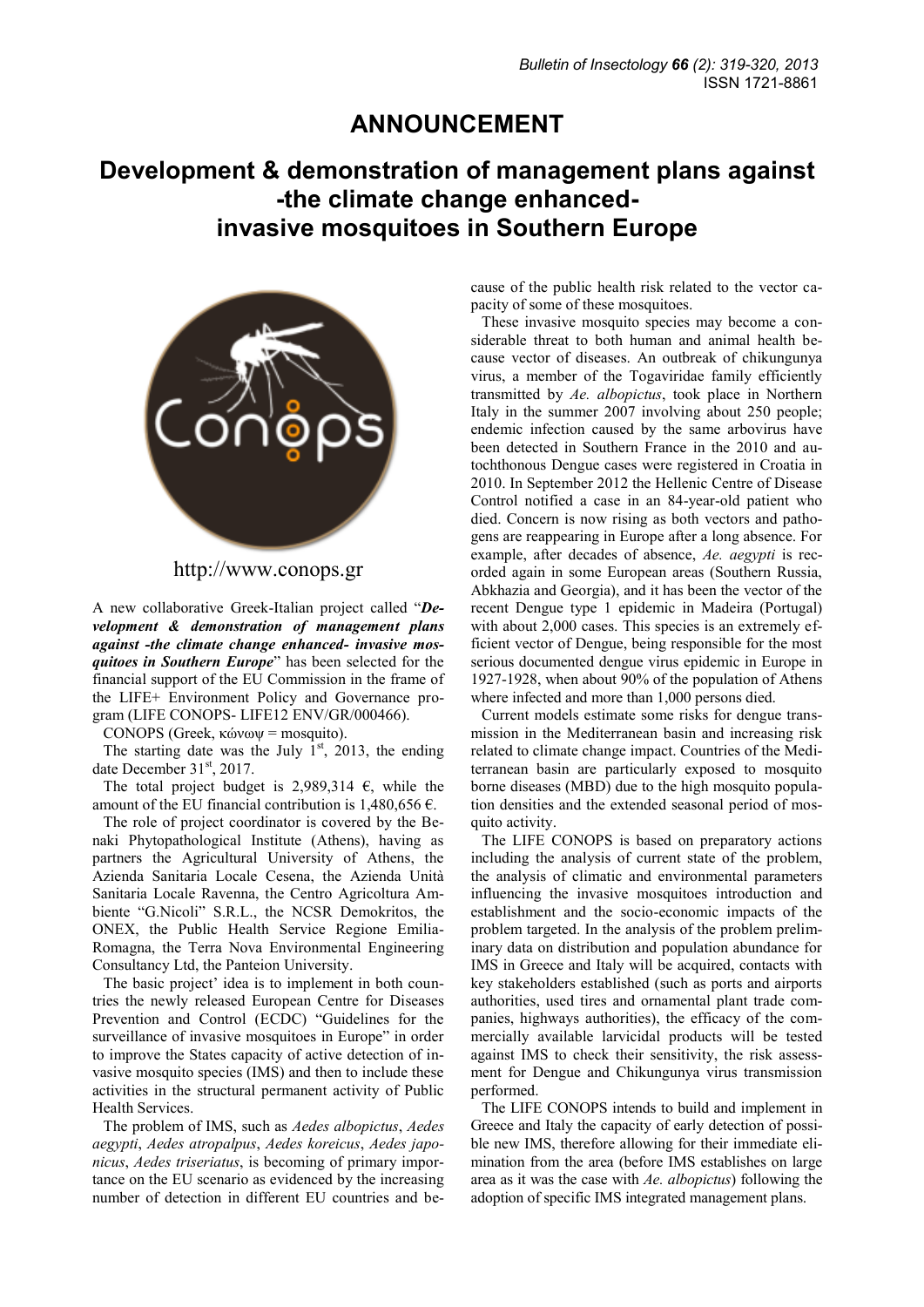# ANNOUNCEMENT

# Development & demonstration of management plans against -the climate change enhanced- invasive mosquitoes in Southern Europe

http://www.conops.gr

A new collaborative Greek-Italian project called "***Development & demonstration of management plans against -the climate change enhanced- invasive mosquitoes in Southern Europe***" has been selected for the financial support of the EU Commission in the frame of the LIFE+ Environment Policy and Governance program (LIFE CONOPS- LIFE12 ENV/GR/000466).

CONOPS (Greek, κώνωψ = mosquito).

The starting date was the July 1st, 2013, the ending date December 31st, 2017.

The total project budget is 2,989,314 €, while the amount of the EU financial contribution is 1,480,656 €.

The role of project coordinator is covered by the Benaki Phytopathological Institute (Athens), having as partners the Agricultural University of Athens, the Azienda Sanitaria Locale Cesena, the Azienda Unità Sanitaria Locale Ravenna, the Centro Agricoltura Ambiente "G.Nicoli" S.R.L., the NCSR Demokritos, the ONEX, the Public Health Service Regione Emilia-Romagna, the Terra Nova Environmental Engineering Consultancy Ltd, the Panteion University.

The basic project' idea is to implement in both countries the newly released European Centre for Diseases Prevention and Control (ECDC) "Guidelines for the surveillance of invasive mosquitoes in Europe" in order to improve the States capacity of active detection of invasive mosquito species (IMS) and then to include these activities in the structural permanent activity of Public Health Services.

The problem of IMS, such as *Aedes albopictus*, *Aedes aegypti*, *Aedes atropalpus*, *Aedes koreicus*, *Aedes japonicus*, *Aedes triseriatus*, is becoming of primary importance on the EU scenario as evidenced by the increasing number of detection in different EU countries and because of the public health risk related to the vector capacity of some of these mosquitoes.

These invasive mosquito species may become a considerable threat to both human and animal health because vector of diseases. An outbreak of chikungunya virus, a member of the Togaviridae family efficiently transmitted by *Ae. albopictus*, took place in Northern Italy in the summer 2007 involving about 250 people; endemic infection caused by the same arbovirus have been detected in Southern France in the 2010 and autochthonous Dengue cases were registered in Croatia in 2010. In September 2012 the Hellenic Centre of Disease Control notified a case in an 84-year-old patient who died. Concern is now rising as both vectors and pathogens are reappearing in Europe after a long absence. For example, after decades of absence, *Ae. aegypti* is recorded again in some European areas (Southern Russia, Abkhazia and Georgia), and it has been the vector of the recent Dengue type 1 epidemic in Madeira (Portugal) with about 2,000 cases. This species is an extremely efficient vector of Dengue, being responsible for the most serious documented dengue virus epidemic in Europe in 1927-1928, when about 90% of the population of Athens where infected and more than 1,000 persons died.

Current models estimate some risks for dengue transmission in the Mediterranean basin and increasing risk related to climate change impact. Countries of the Mediterranean basin are particularly exposed to mosquito borne diseases (MBD) due to the high mosquito population densities and the extended seasonal period of mosquito activity.

The LIFE CONOPS is based on preparatory actions including the analysis of current state of the problem, the analysis of climatic and environmental parameters influencing the invasive mosquitoes introduction and establishment and the socio-economic impacts of the problem targeted. In the analysis of the problem preliminary data on distribution and population abundance for IMS in Greece and Italy will be acquired, contacts with key stakeholders established (such as ports and airports authorities, used tires and ornamental plant trade companies, highways authorities), the efficacy of the commercially available larvicidal products will be tested against IMS to check their sensitivity, the risk assessment for Dengue and Chikungunya virus transmission performed.

The LIFE CONOPS intends to build and implement in Greece and Italy the capacity of early detection of possible new IMS, therefore allowing for their immediate elimination from the area (before IMS establishes on large area as it was the case with *Ae. albopictus*) following the adoption of specific IMS integrated management plans.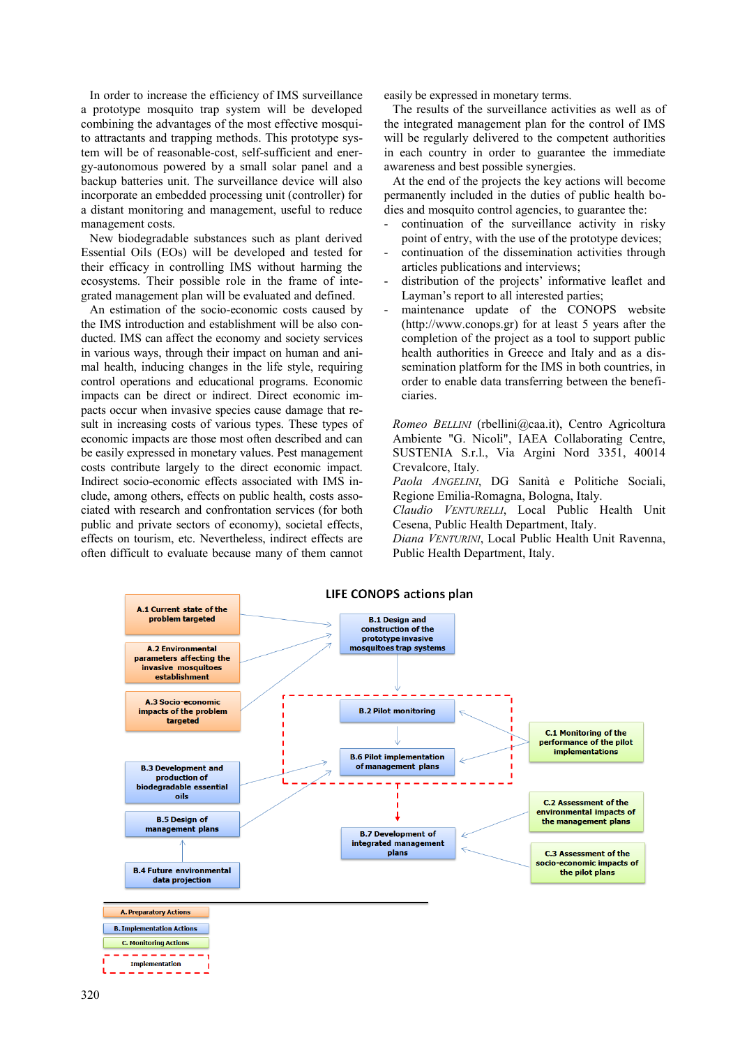In order to increase the efficiency of IMS surveillance a prototype mosquito trap system will be developed combining the advantages of the most effective mosquito attractants and trapping methods. This prototype system will be of reasonable-cost, self-sufficient and energy-autonomous powered by a small solar panel and a backup batteries unit. The surveillance device will also incorporate an embedded processing unit (controller) for a distant monitoring and management, useful to reduce management costs.

New biodegradable substances such as plant derived Essential Oils (EOs) will be developed and tested for their efficacy in controlling IMS without harming the ecosystems. Their possible role in the frame of integrated management plan will be evaluated and defined.

An estimation of the socio-economic costs caused by the IMS introduction and establishment will be also conducted. IMS can affect the economy and society services in various ways, through their impact on human and animal health, inducing changes in the life style, requiring control operations and educational programs. Economic impacts can be direct or indirect. Direct economic impacts occur when invasive species cause damage that result in increasing costs of various types. These types of economic impacts are those most often described and can be easily expressed in monetary values. Pest management costs contribute largely to the direct economic impact. Indirect socio-economic effects associated with IMS include, among others, effects on public health, costs associated with research and confrontation services (for both public and private sectors of economy), societal effects, effects on tourism, etc. Nevertheless, indirect effects are often difficult to evaluate because many of them cannot easily be expressed in monetary terms.

The results of the surveillance activities as well as of the integrated management plan for the control of IMS will be regularly delivered to the competent authorities in each country in order to guarantee the immediate awareness and best possible synergies.

At the end of the projects the key actions will become permanently included in the duties of public health bodies and mosquito control agencies, to guarantee the:

- continuation of the surveillance activity in risky point of entry, with the use of the prototype devices;
- continuation of the dissemination activities through articles publications and interviews;
- distribution of the projects' informative leaflet and Layman's report to all interested parties;
- maintenance update of the CONOPS website (http://www.conops.gr) for at least 5 years after the completion of the project as a tool to support public health authorities in Greece and Italy and as a dissemination platform for the IMS in both countries, in order to enable data transferring between the beneficiaries.

*Romeo* BELLINI (rbellini@caa.it), Centro Agricoltura Ambiente "G. Nicoli", IAEA Collaborating Centre, SUSTENIA S.r.l., Via Argini Nord 3351, 40014 Crevalcore, Italy.
*Paola* ANGELINI, DG Sanità e Politiche Sociali, Regione Emilia-Romagna, Bologna, Italy.
*Claudio* VENTURELLI, Local Public Health Unit Cesena, Public Health Department, Italy.
*Diana* VENTURINI, Local Public Health Unit Ravenna, Public Health Department, Italy.

LIFE CONOPS actions plan

A.1 Current state of the problem targeted
A.2 Environmental parameters affecting the invasive mosquitoes establishment
A.3 Socio-economic impacts of the problem targeted
B.1 Design and construction of the prototype invasive mosquitoes trap systems
B.2 Pilot monitoring
B.6 Pilot implementation of management plans
B.3 Development and production of biodegradable essential oils
B.5 Design of management plans
B.4 Future environmental data projection
B.7 Development of integrated management plans
C.1 Monitoring of the performance of the pilot implementations
C.2 Assessment of the environmental impacts of the management plans
C.3 Assessment of the socio-economic impacts of the pilot plans

A. Preparatory Actions
B. Implementation Actions
C. Monitoring Actions
Implementation